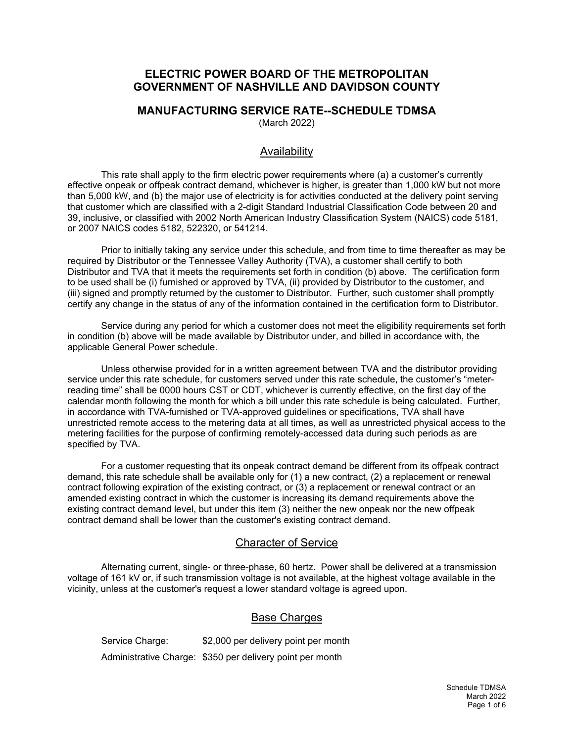# ELECTRIC POWER BOARD OF THE METROPOLITAN GOVERNMENT OF NASHVILLE AND DAVIDSON COUNTY

## MANUFACTURING SERVICE RATE--SCHEDULE TDMSA

(March 2022)

### Availability

This rate shall apply to the firm electric power requirements where (a) a customer's currently effective onpeak or offpeak contract demand, whichever is higher, is greater than 1,000 kW but not more than 5,000 kW, and (b) the major use of electricity is for activities conducted at the delivery point serving that customer which are classified with a 2-digit Standard Industrial Classification Code between 20 and 39, inclusive, or classified with 2002 North American Industry Classification System (NAICS) code 5181, or 2007 NAICS codes 5182, 522320, or 541214.

Prior to initially taking any service under this schedule, and from time to time thereafter as may be required by Distributor or the Tennessee Valley Authority (TVA), a customer shall certify to both Distributor and TVA that it meets the requirements set forth in condition (b) above. The certification form to be used shall be (i) furnished or approved by TVA, (ii) provided by Distributor to the customer, and (iii) signed and promptly returned by the customer to Distributor. Further, such customer shall promptly certify any change in the status of any of the information contained in the certification form to Distributor.

Service during any period for which a customer does not meet the eligibility requirements set forth in condition (b) above will be made available by Distributor under, and billed in accordance with, the applicable General Power schedule.

Unless otherwise provided for in a written agreement between TVA and the distributor providing service under this rate schedule, for customers served under this rate schedule, the customer's "meter-reading time" shall be 0000 hours CST or CDT, whichever is currently effective, on the first day of the calendar month following the month for which a bill under this rate schedule is being calculated. Further, in accordance with TVA-furnished or TVA-approved guidelines or specifications, TVA shall have unrestricted remote access to the metering data at all times, as well as unrestricted physical access to the metering facilities for the purpose of confirming remotely-accessed data during such periods as are specified by TVA.

For a customer requesting that its onpeak contract demand be different from its offpeak contract demand, this rate schedule shall be available only for (1) a new contract, (2) a replacement or renewal contract following expiration of the existing contract, or (3) a replacement or renewal contract or an amended existing contract in which the customer is increasing its demand requirements above the existing contract demand level, but under this item (3) neither the new onpeak nor the new offpeak contract demand shall be lower than the customer's existing contract demand.

### Character of Service

Alternating current, single- or three-phase, 60 hertz. Power shall be delivered at a transmission voltage of 161 kV or, if such transmission voltage is not available, at the highest voltage available in the vicinity, unless at the customer's request a lower standard voltage is agreed upon.

### Base Charges

Service Charge: $2,000 per delivery point per month

Administrative Charge: $350 per delivery point per month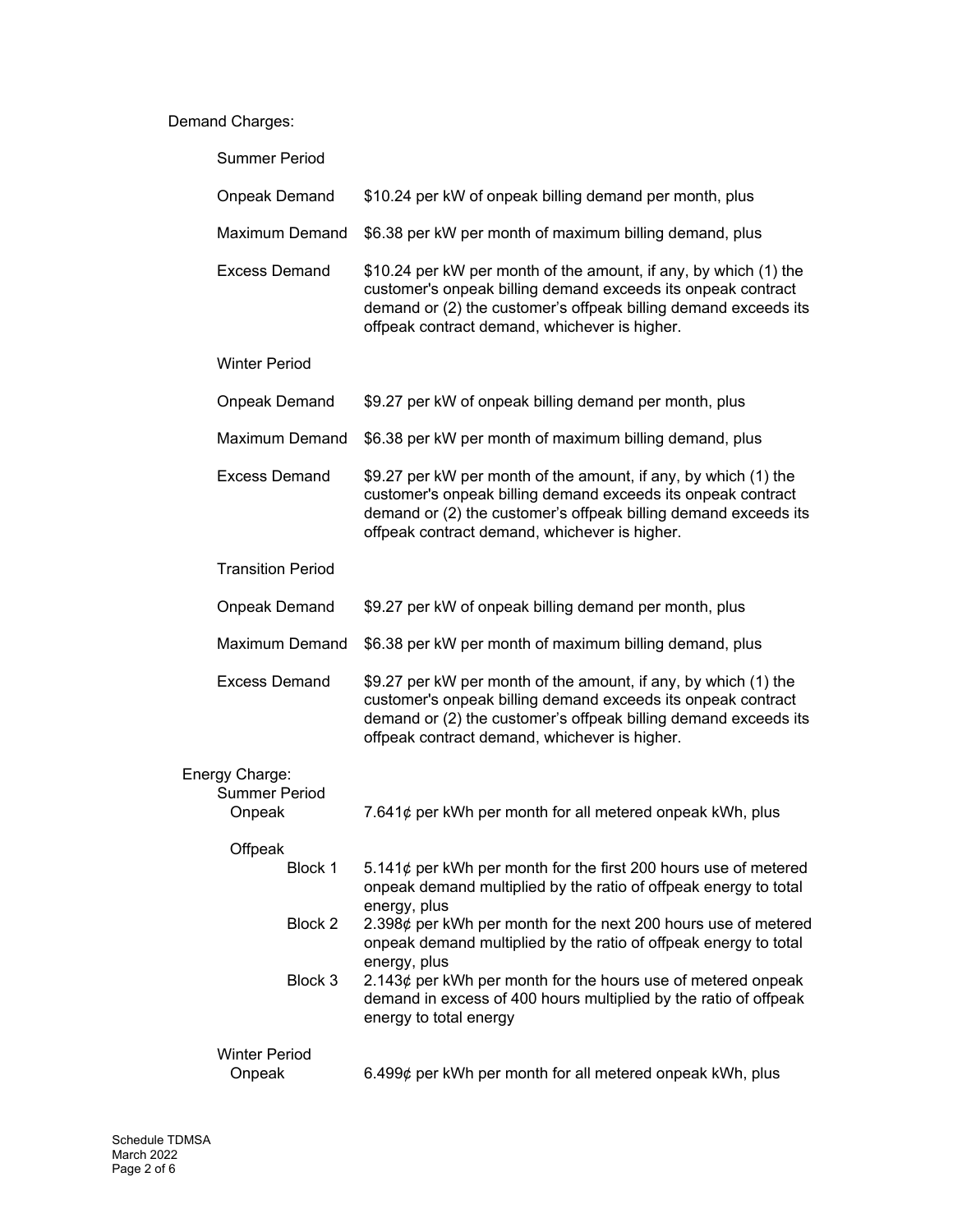Demand Charges:

Summer Period

| | |
|---|---|
| Onpeak Demand | \$10.24 per kW of onpeak billing demand per month, plus |
| Maximum Demand | \$6.38 per kW per month of maximum billing demand, plus |
| Excess Demand | \$10.24 per kW per month of the amount, if any, by which (1) the customer's onpeak billing demand exceeds its onpeak contract demand or (2) the customer's offpeak billing demand exceeds its offpeak contract demand, whichever is higher. |

Winter Period

| | |
|---|---|
| Onpeak Demand | \$9.27 per kW of onpeak billing demand per month, plus |
| Maximum Demand | \$6.38 per kW per month of maximum billing demand, plus |
| Excess Demand | \$9.27 per kW per month of the amount, if any, by which (1) the customer's onpeak billing demand exceeds its onpeak contract demand or (2) the customer's offpeak billing demand exceeds its offpeak contract demand, whichever is higher. |

Transition Period

| | |
|---|---|
| Onpeak Demand | \$9.27 per kW of onpeak billing demand per month, plus |
| Maximum Demand | \$6.38 per kW per month of maximum billing demand, plus |
| Excess Demand | \$9.27 per kW per month of the amount, if any, by which (1) the customer's onpeak billing demand exceeds its onpeak contract demand or (2) the customer's offpeak billing demand exceeds its offpeak contract demand, whichever is higher. |

Energy Charge:

Summer Period

| | |
|---|---|
| Onpeak | 7.641¢ per kWh per month for all metered onpeak kWh, plus |
| Offpeak | |
| Block 1 | 5.141¢ per kWh per month for the first 200 hours use of metered onpeak demand multiplied by the ratio of offpeak energy to total energy, plus |
| Block 2 | 2.398¢ per kWh per month for the next 200 hours use of metered onpeak demand multiplied by the ratio of offpeak energy to total energy, plus |
| Block 3 | 2.143¢ per kWh per month for the hours use of metered onpeak demand in excess of 400 hours multiplied by the ratio of offpeak energy to total energy |

Winter Period

| | |
|---|---|
| Onpeak | 6.499¢ per kWh per month for all metered onpeak kWh, plus |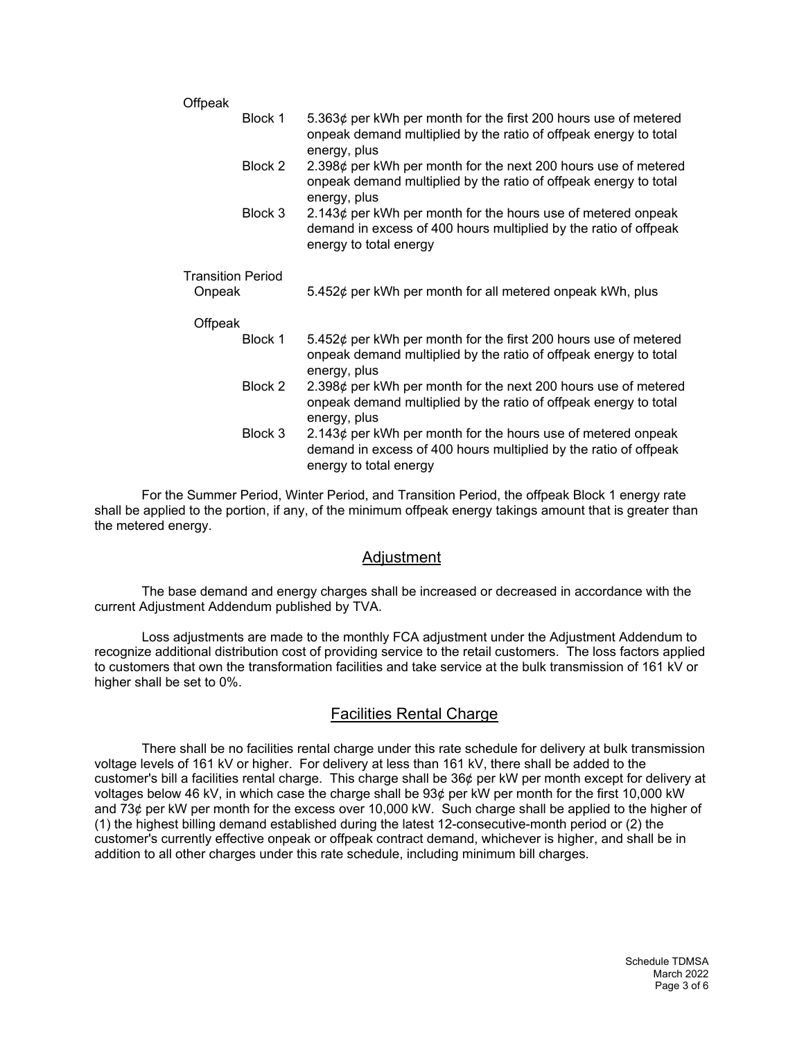Offpeak

| | |
|---|---|
| Block 1 | 5.363¢ per kWh per month for the first 200 hours use of metered onpeak demand multiplied by the ratio of offpeak energy to total energy, plus |
| Block 2 | 2.398¢ per kWh per month for the next 200 hours use of metered onpeak demand multiplied by the ratio of offpeak energy to total energy, plus |
| Block 3 | 2.143¢ per kWh per month for the hours use of metered onpeak demand in excess of 400 hours multiplied by the ratio of offpeak energy to total energy |

Transition Period

| | |
|---|---|
| Onpeak | 5.452¢ per kWh per month for all metered onpeak kWh, plus |

Offpeak

| | |
|---|---|
| Block 1 | 5.452¢ per kWh per month for the first 200 hours use of metered onpeak demand multiplied by the ratio of offpeak energy to total energy, plus |
| Block 2 | 2.398¢ per kWh per month for the next 200 hours use of metered onpeak demand multiplied by the ratio of offpeak energy to total energy, plus |
| Block 3 | 2.143¢ per kWh per month for the hours use of metered onpeak demand in excess of 400 hours multiplied by the ratio of offpeak energy to total energy |

For the Summer Period, Winter Period, and Transition Period, the offpeak Block 1 energy rate shall be applied to the portion, if any, of the minimum offpeak energy takings amount that is greater than the metered energy.

## Adjustment

The base demand and energy charges shall be increased or decreased in accordance with the current Adjustment Addendum published by TVA.

Loss adjustments are made to the monthly FCA adjustment under the Adjustment Addendum to recognize additional distribution cost of providing service to the retail customers. The loss factors applied to customers that own the transformation facilities and take service at the bulk transmission of 161 kV or higher shall be set to 0%.

## Facilities Rental Charge

There shall be no facilities rental charge under this rate schedule for delivery at bulk transmission voltage levels of 161 kV or higher. For delivery at less than 161 kV, there shall be added to the customer's bill a facilities rental charge. This charge shall be 36¢ per kW per month except for delivery at voltages below 46 kV, in which case the charge shall be 93¢ per kW per month for the first 10,000 kW and 73¢ per kW per month for the excess over 10,000 kW. Such charge shall be applied to the higher of (1) the highest billing demand established during the latest 12-consecutive-month period or (2) the customer's currently effective onpeak or offpeak contract demand, whichever is higher, and shall be in addition to all other charges under this rate schedule, including minimum bill charges.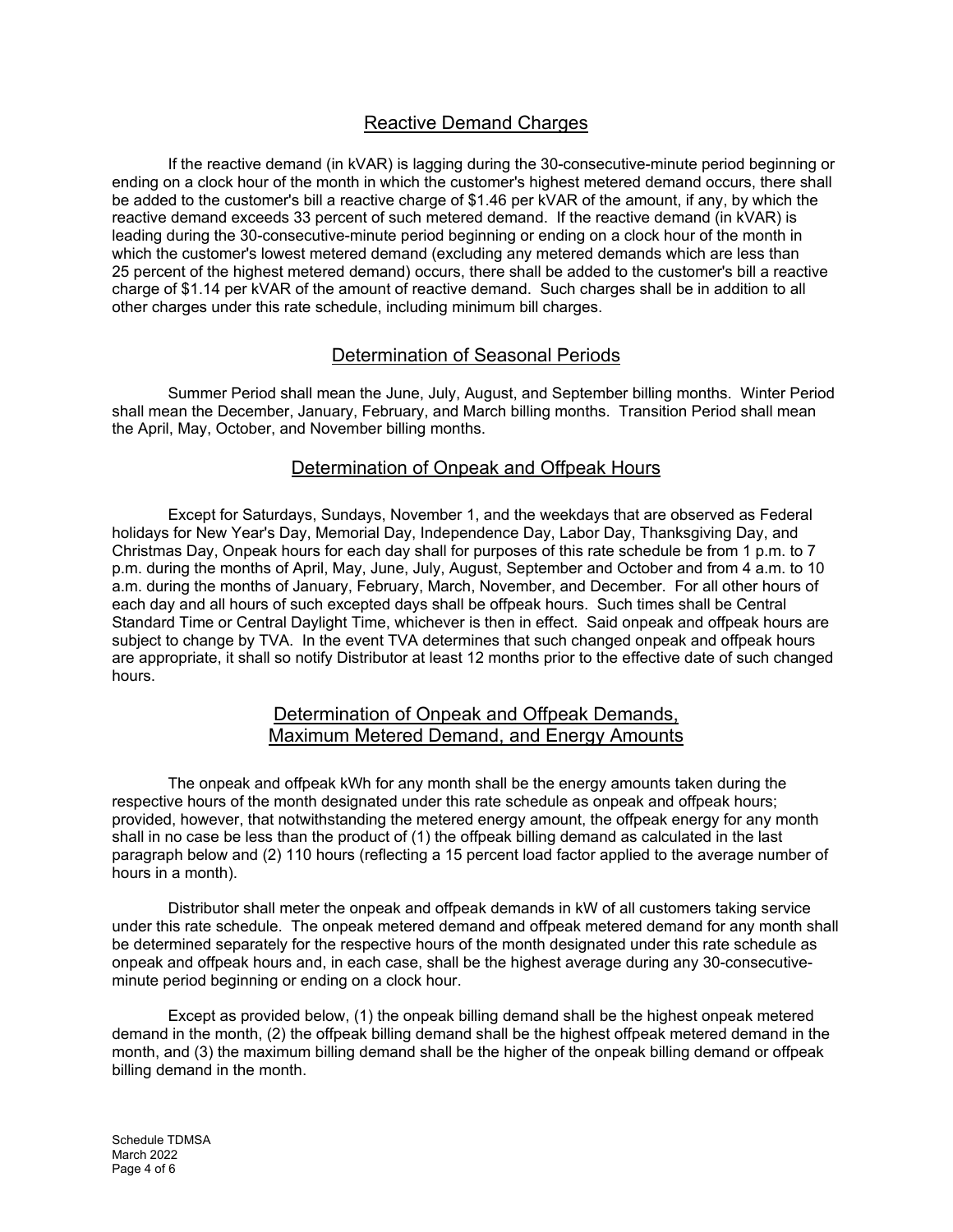## Reactive Demand Charges

If the reactive demand (in kVAR) is lagging during the 30-consecutive-minute period beginning or ending on a clock hour of the month in which the customer's highest metered demand occurs, there shall be added to the customer's bill a reactive charge of $1.46 per kVAR of the amount, if any, by which the reactive demand exceeds 33 percent of such metered demand. If the reactive demand (in kVAR) is leading during the 30-consecutive-minute period beginning or ending on a clock hour of the month in which the customer's lowest metered demand (excluding any metered demands which are less than 25 percent of the highest metered demand) occurs, there shall be added to the customer's bill a reactive charge of $1.14 per kVAR of the amount of reactive demand. Such charges shall be in addition to all other charges under this rate schedule, including minimum bill charges.

## Determination of Seasonal Periods

Summer Period shall mean the June, July, August, and September billing months. Winter Period shall mean the December, January, February, and March billing months. Transition Period shall mean the April, May, October, and November billing months.

## Determination of Onpeak and Offpeak Hours

Except for Saturdays, Sundays, November 1, and the weekdays that are observed as Federal holidays for New Year's Day, Memorial Day, Independence Day, Labor Day, Thanksgiving Day, and Christmas Day, Onpeak hours for each day shall for purposes of this rate schedule be from 1 p.m. to 7 p.m. during the months of April, May, June, July, August, September and October and from 4 a.m. to 10 a.m. during the months of January, February, March, November, and December. For all other hours of each day and all hours of such excepted days shall be offpeak hours. Such times shall be Central Standard Time or Central Daylight Time, whichever is then in effect. Said onpeak and offpeak hours are subject to change by TVA. In the event TVA determines that such changed onpeak and offpeak hours are appropriate, it shall so notify Distributor at least 12 months prior to the effective date of such changed hours.

## Determination of Onpeak and Offpeak Demands, Maximum Metered Demand, and Energy Amounts

The onpeak and offpeak kWh for any month shall be the energy amounts taken during the respective hours of the month designated under this rate schedule as onpeak and offpeak hours; provided, however, that notwithstanding the metered energy amount, the offpeak energy for any month shall in no case be less than the product of (1) the offpeak billing demand as calculated in the last paragraph below and (2) 110 hours (reflecting a 15 percent load factor applied to the average number of hours in a month).

Distributor shall meter the onpeak and offpeak demands in kW of all customers taking service under this rate schedule. The onpeak metered demand and offpeak metered demand for any month shall be determined separately for the respective hours of the month designated under this rate schedule as onpeak and offpeak hours and, in each case, shall be the highest average during any 30-consecutive-minute period beginning or ending on a clock hour.

Except as provided below, (1) the onpeak billing demand shall be the highest onpeak metered demand in the month, (2) the offpeak billing demand shall be the highest offpeak metered demand in the month, and (3) the maximum billing demand shall be the higher of the onpeak billing demand or offpeak billing demand in the month.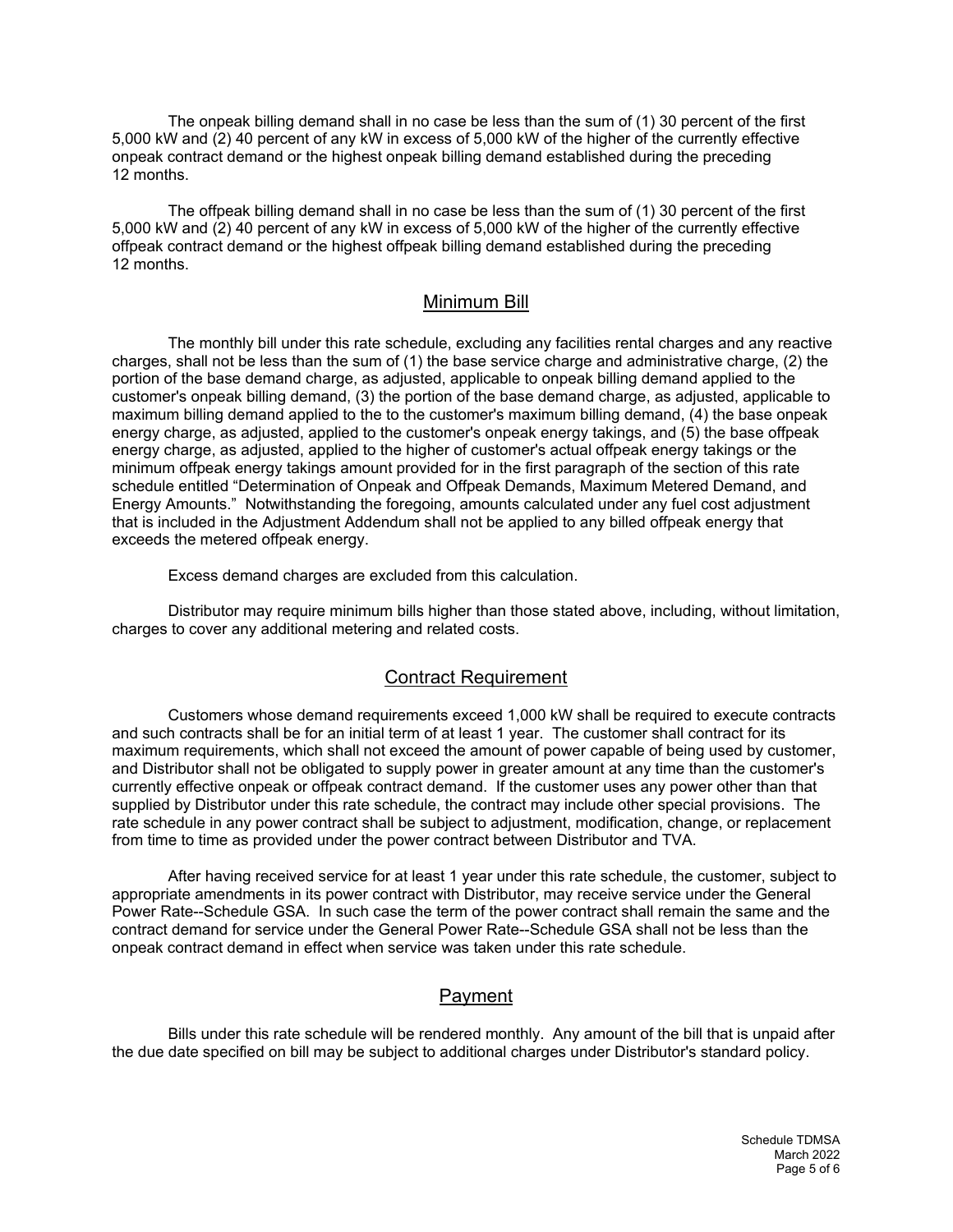The onpeak billing demand shall in no case be less than the sum of (1) 30 percent of the first 5,000 kW and (2) 40 percent of any kW in excess of 5,000 kW of the higher of the currently effective onpeak contract demand or the highest onpeak billing demand established during the preceding 12 months.

The offpeak billing demand shall in no case be less than the sum of (1) 30 percent of the first 5,000 kW and (2) 40 percent of any kW in excess of 5,000 kW of the higher of the currently effective offpeak contract demand or the highest offpeak billing demand established during the preceding 12 months.

## Minimum Bill

The monthly bill under this rate schedule, excluding any facilities rental charges and any reactive charges, shall not be less than the sum of (1) the base service charge and administrative charge, (2) the portion of the base demand charge, as adjusted, applicable to onpeak billing demand applied to the customer's onpeak billing demand, (3) the portion of the base demand charge, as adjusted, applicable to maximum billing demand applied to the to the customer's maximum billing demand, (4) the base onpeak energy charge, as adjusted, applied to the customer's onpeak energy takings, and (5) the base offpeak energy charge, as adjusted, applied to the higher of customer's actual offpeak energy takings or the minimum offpeak energy takings amount provided for in the first paragraph of the section of this rate schedule entitled "Determination of Onpeak and Offpeak Demands, Maximum Metered Demand, and Energy Amounts." Notwithstanding the foregoing, amounts calculated under any fuel cost adjustment that is included in the Adjustment Addendum shall not be applied to any billed offpeak energy that exceeds the metered offpeak energy.

Excess demand charges are excluded from this calculation.

Distributor may require minimum bills higher than those stated above, including, without limitation, charges to cover any additional metering and related costs.

## Contract Requirement

Customers whose demand requirements exceed 1,000 kW shall be required to execute contracts and such contracts shall be for an initial term of at least 1 year. The customer shall contract for its maximum requirements, which shall not exceed the amount of power capable of being used by customer, and Distributor shall not be obligated to supply power in greater amount at any time than the customer's currently effective onpeak or offpeak contract demand. If the customer uses any power other than that supplied by Distributor under this rate schedule, the contract may include other special provisions. The rate schedule in any power contract shall be subject to adjustment, modification, change, or replacement from time to time as provided under the power contract between Distributor and TVA.

After having received service for at least 1 year under this rate schedule, the customer, subject to appropriate amendments in its power contract with Distributor, may receive service under the General Power Rate--Schedule GSA. In such case the term of the power contract shall remain the same and the contract demand for service under the General Power Rate--Schedule GSA shall not be less than the onpeak contract demand in effect when service was taken under this rate schedule.

## Payment

Bills under this rate schedule will be rendered monthly. Any amount of the bill that is unpaid after the due date specified on bill may be subject to additional charges under Distributor's standard policy.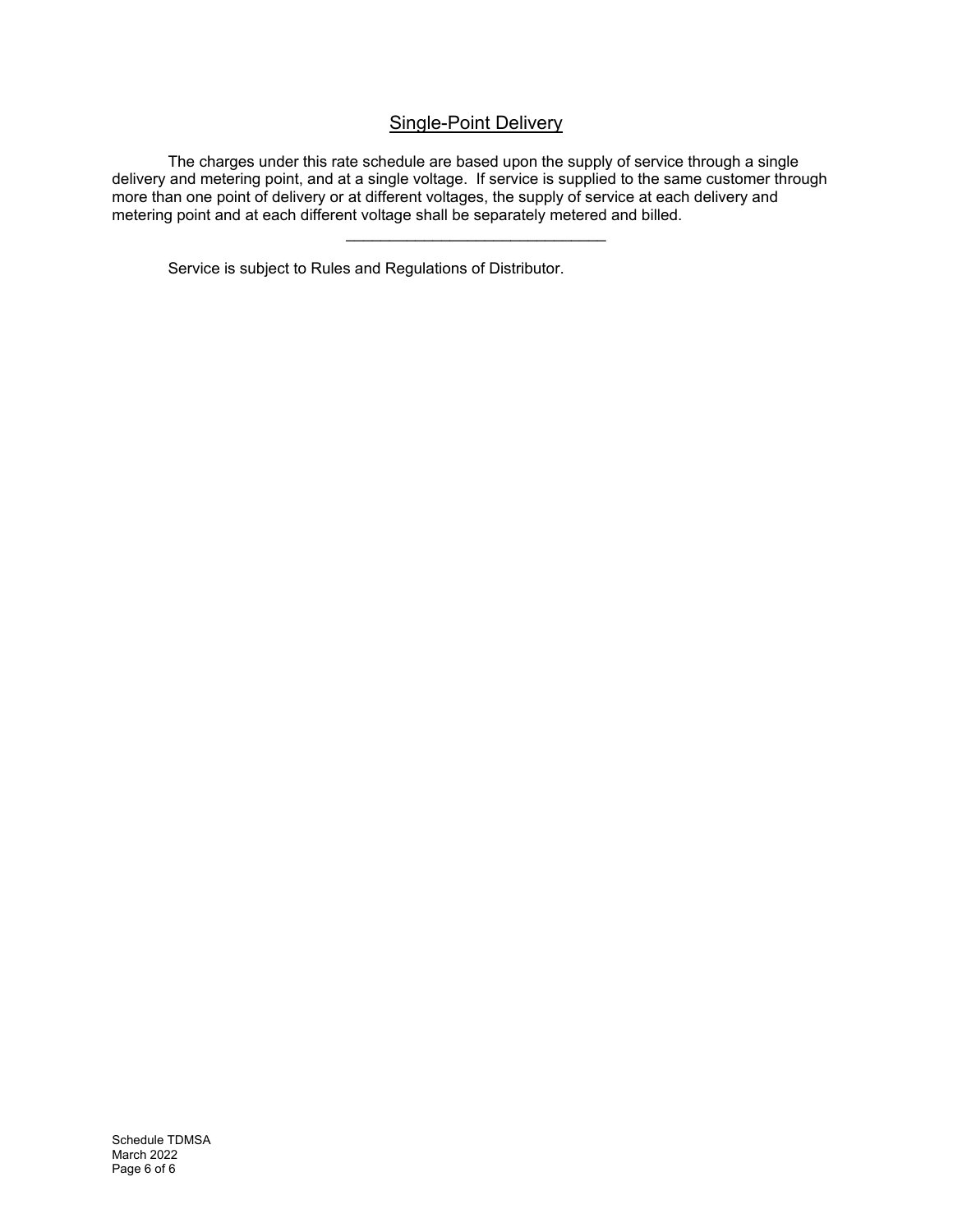## Single-Point Delivery

The charges under this rate schedule are based upon the supply of service through a single delivery and metering point, and at a single voltage. If service is supplied to the same customer through more than one point of delivery or at different voltages, the supply of service at each delivery and metering point and at each different voltage shall be separately metered and billed.

---

Service is subject to Rules and Regulations of Distributor.

Schedule TDMSA
March 2022